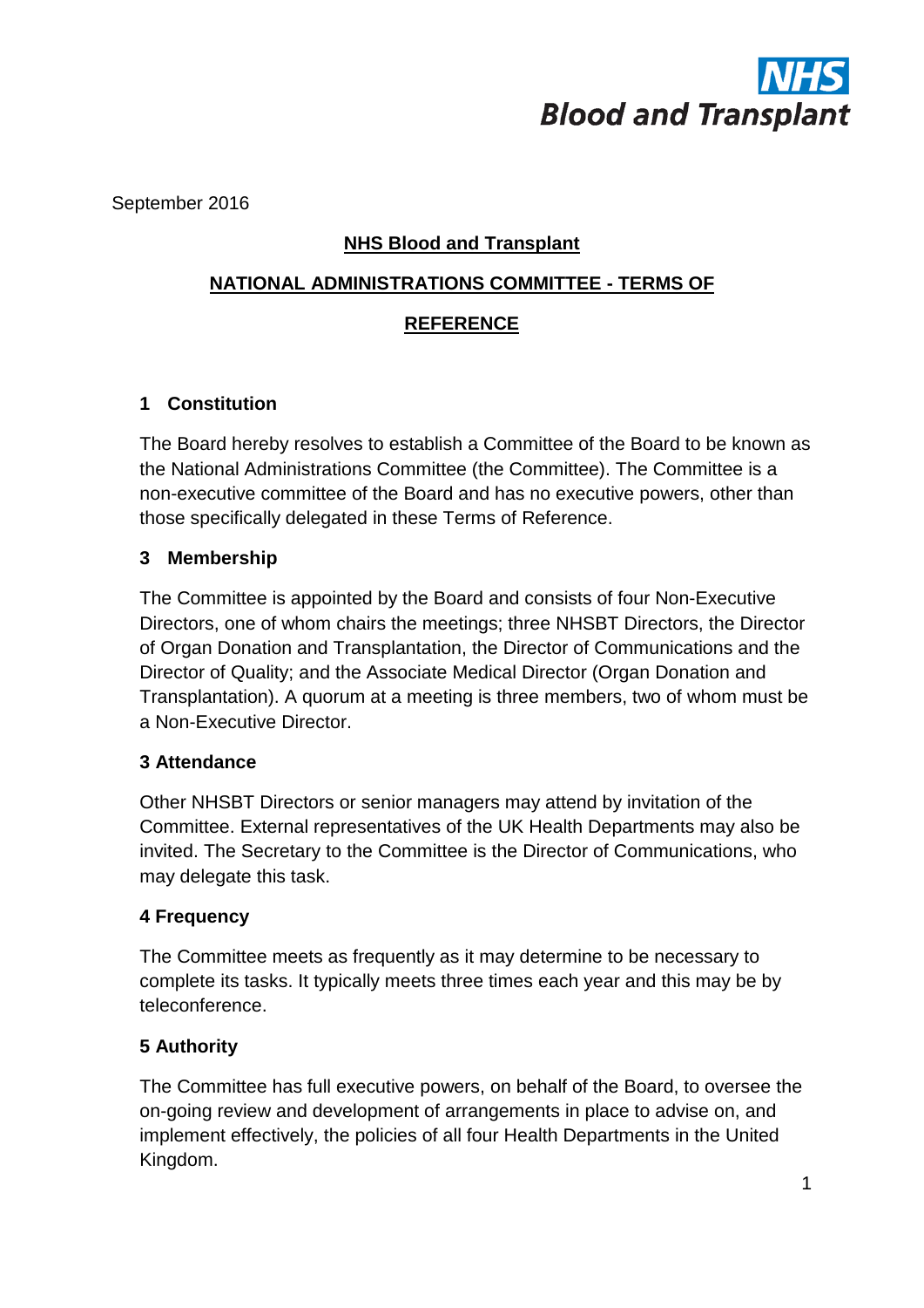September 2016

**NHS Blood and Transplant**

**NATIONAL ADMINISTRATIONS COMMITTEE - TERMS OF REFERENCE**

## 1 Constitution

The Board hereby resolves to establish a Committee of the Board to be known as the National Administrations Committee (the Committee). The Committee is a non-executive committee of the Board and has no executive powers, other than those specifically delegated in these Terms of Reference.

## 3 Membership

The Committee is appointed by the Board and consists of four Non-Executive Directors, one of whom chairs the meetings; three NHSBT Directors, the Director of Organ Donation and Transplantation, the Director of Communications and the Director of Quality; and the Associate Medical Director (Organ Donation and Transplantation). A quorum at a meeting is three members, two of whom must be a Non-Executive Director.

## 3 Attendance

Other NHSBT Directors or senior managers may attend by invitation of the Committee. External representatives of the UK Health Departments may also be invited. The Secretary to the Committee is the Director of Communications, who may delegate this task.

## 4 Frequency

The Committee meets as frequently as it may determine to be necessary to complete its tasks. It typically meets three times each year and this may be by teleconference.

## 5 Authority

The Committee has full executive powers, on behalf of the Board, to oversee the on-going review and development of arrangements in place to advise on, and implement effectively, the policies of all four Health Departments in the United Kingdom.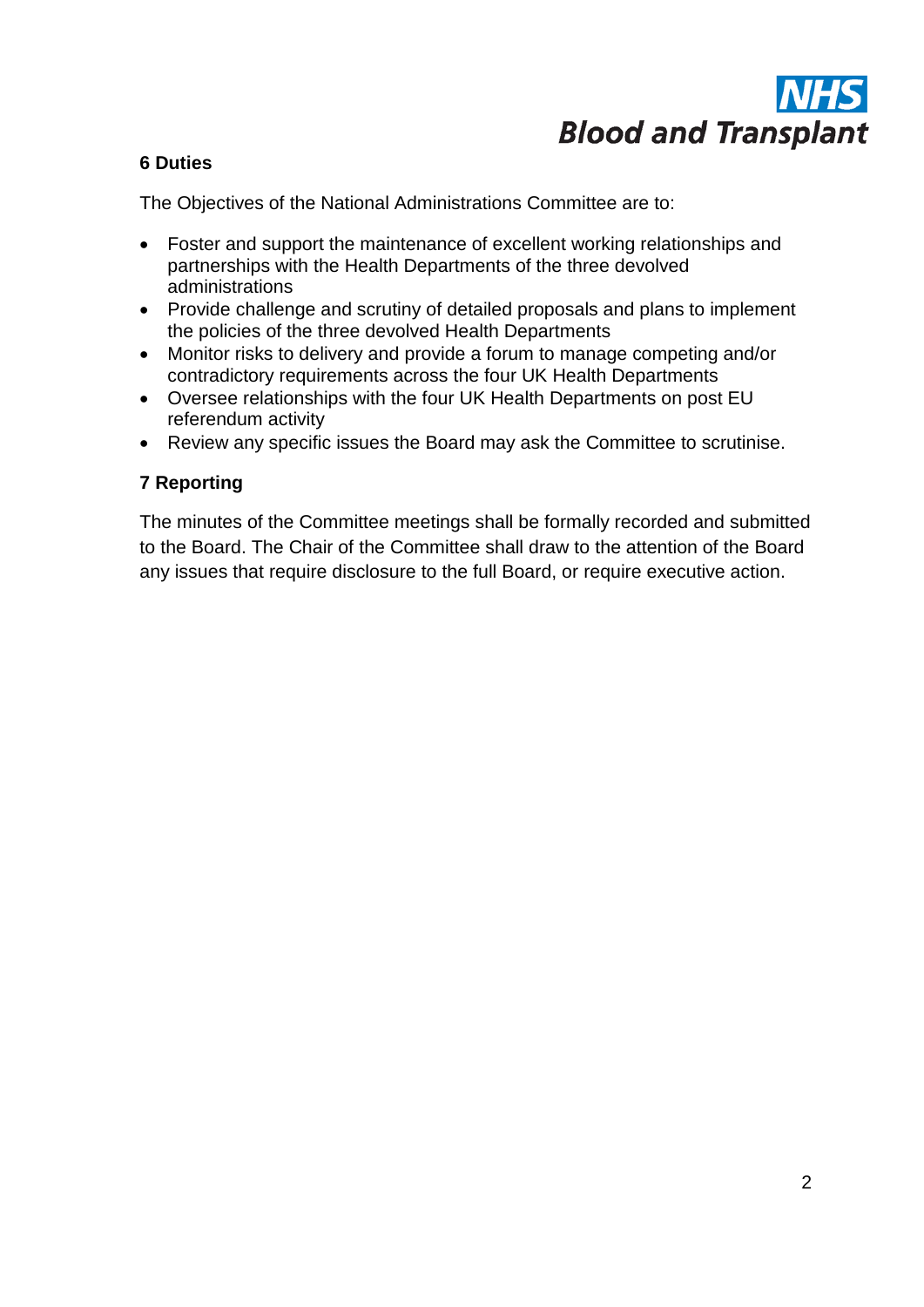**6 Duties**

The Objectives of the National Administrations Committee are to:

- Foster and support the maintenance of excellent working relationships and partnerships with the Health Departments of the three devolved administrations
- Provide challenge and scrutiny of detailed proposals and plans to implement the policies of the three devolved Health Departments
- Monitor risks to delivery and provide a forum to manage competing and/or contradictory requirements across the four UK Health Departments
- Oversee relationships with the four UK Health Departments on post EU referendum activity
- Review any specific issues the Board may ask the Committee to scrutinise.

**7 Reporting**

The minutes of the Committee meetings shall be formally recorded and submitted to the Board. The Chair of the Committee shall draw to the attention of the Board any issues that require disclosure to the full Board, or require executive action.